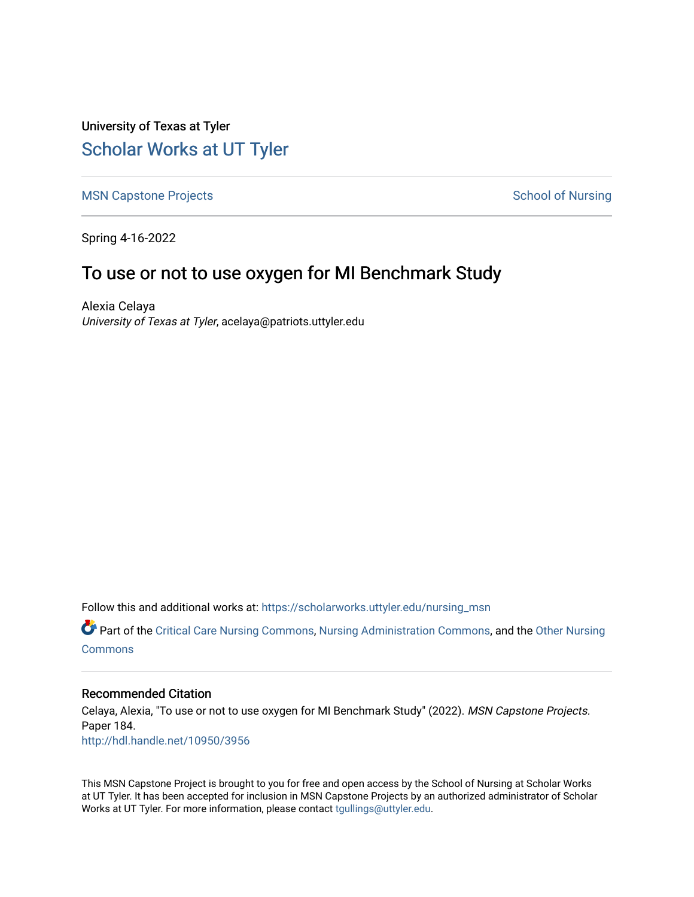University of Texas at Tyler

# Scholar Works at UT Tyler

MSN Capstone Projects

School of Nursing

Spring 4-16-2022

## To use or not to use oxygen for MI Benchmark Study

Alexia Celaya
*University of Texas at Tyler*, acelaya@patriots.uttyler.edu

Follow this and additional works at: https://scholarworks.uttyler.edu/nursing_msn

Part of the Critical Care Nursing Commons, Nursing Administration Commons, and the Other Nursing Commons

### Recommended Citation

Celaya, Alexia, "To use or not to use oxygen for MI Benchmark Study" (2022). *MSN Capstone Projects.* Paper 184.
http://hdl.handle.net/10950/3956

This MSN Capstone Project is brought to you for free and open access by the School of Nursing at Scholar Works at UT Tyler. It has been accepted for inclusion in MSN Capstone Projects by an authorized administrator of Scholar Works at UT Tyler. For more information, please contact tgullings@uttyler.edu.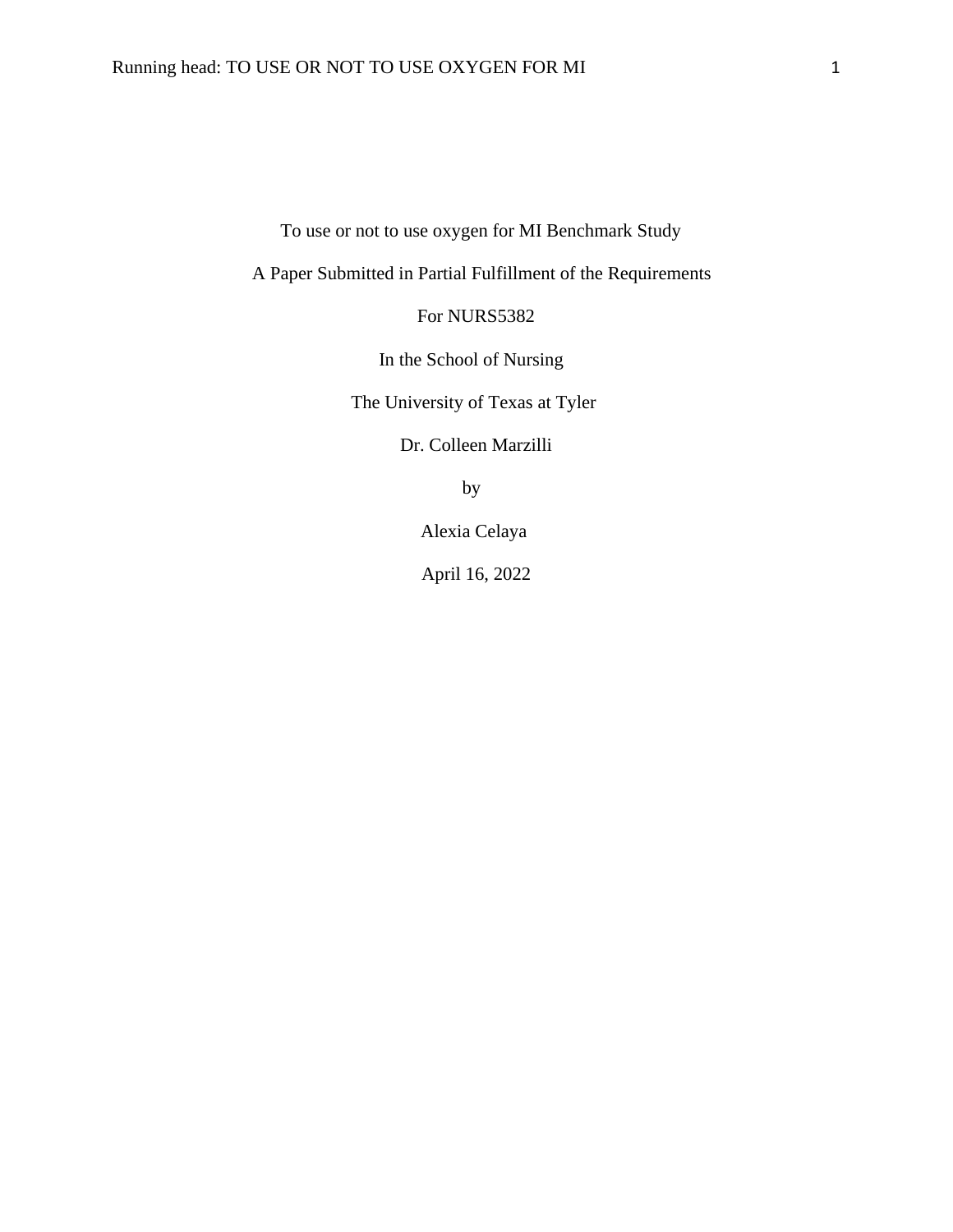To use or not to use oxygen for MI Benchmark Study

A Paper Submitted in Partial Fulfillment of the Requirements

For NURS5382

In the School of Nursing

The University of Texas at Tyler

Dr. Colleen Marzilli

by

Alexia Celaya

April 16, 2022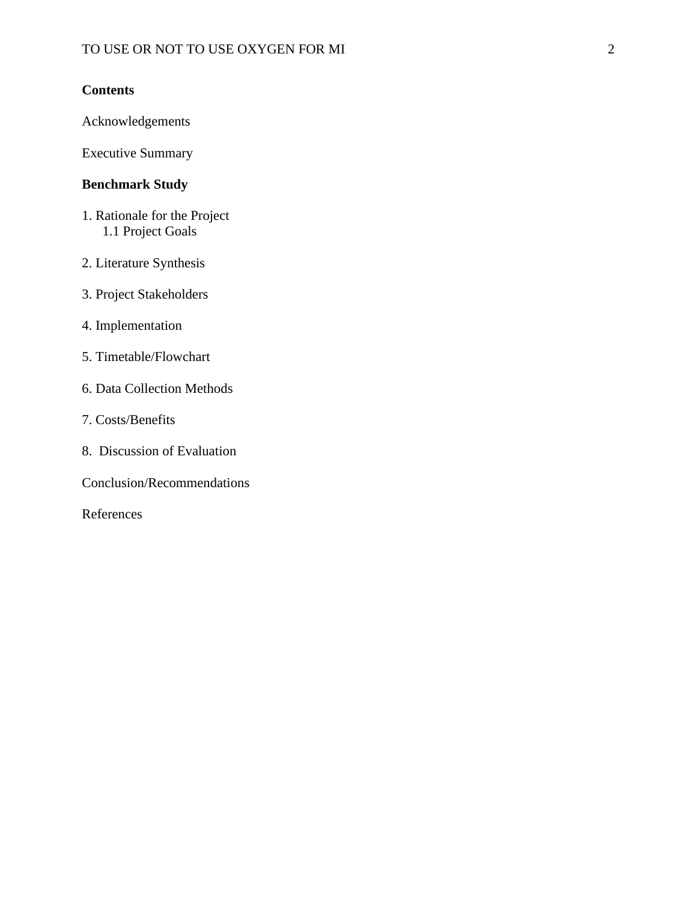**Contents**

Acknowledgements

Executive Summary

**Benchmark Study**

1. Rationale for the Project
   1.1 Project Goals

2. Literature Synthesis

3. Project Stakeholders

4. Implementation

5. Timetable/Flowchart

6. Data Collection Methods

7. Costs/Benefits

8. Discussion of Evaluation

Conclusion/Recommendations

References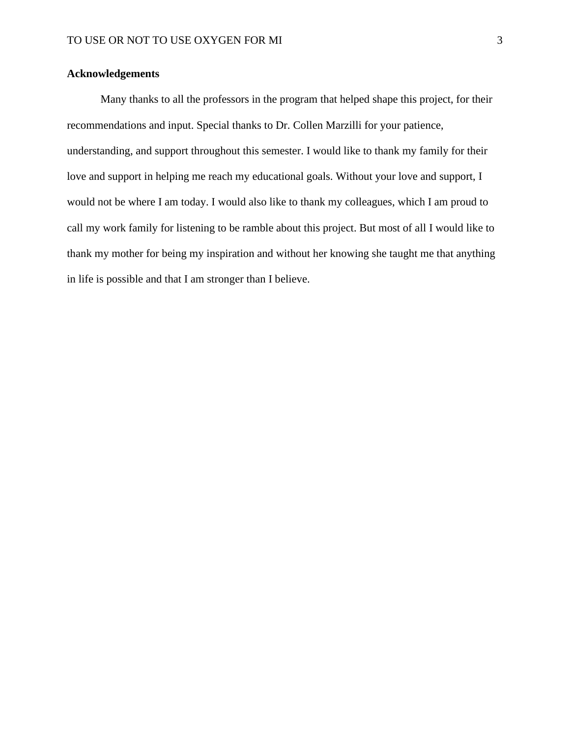**Acknowledgements**

Many thanks to all the professors in the program that helped shape this project, for their recommendations and input. Special thanks to Dr. Collen Marzilli for your patience, understanding, and support throughout this semester. I would like to thank my family for their love and support in helping me reach my educational goals. Without your love and support, I would not be where I am today. I would also like to thank my colleagues, which I am proud to call my work family for listening to be ramble about this project. But most of all I would like to thank my mother for being my inspiration and without her knowing she taught me that anything in life is possible and that I am stronger than I believe.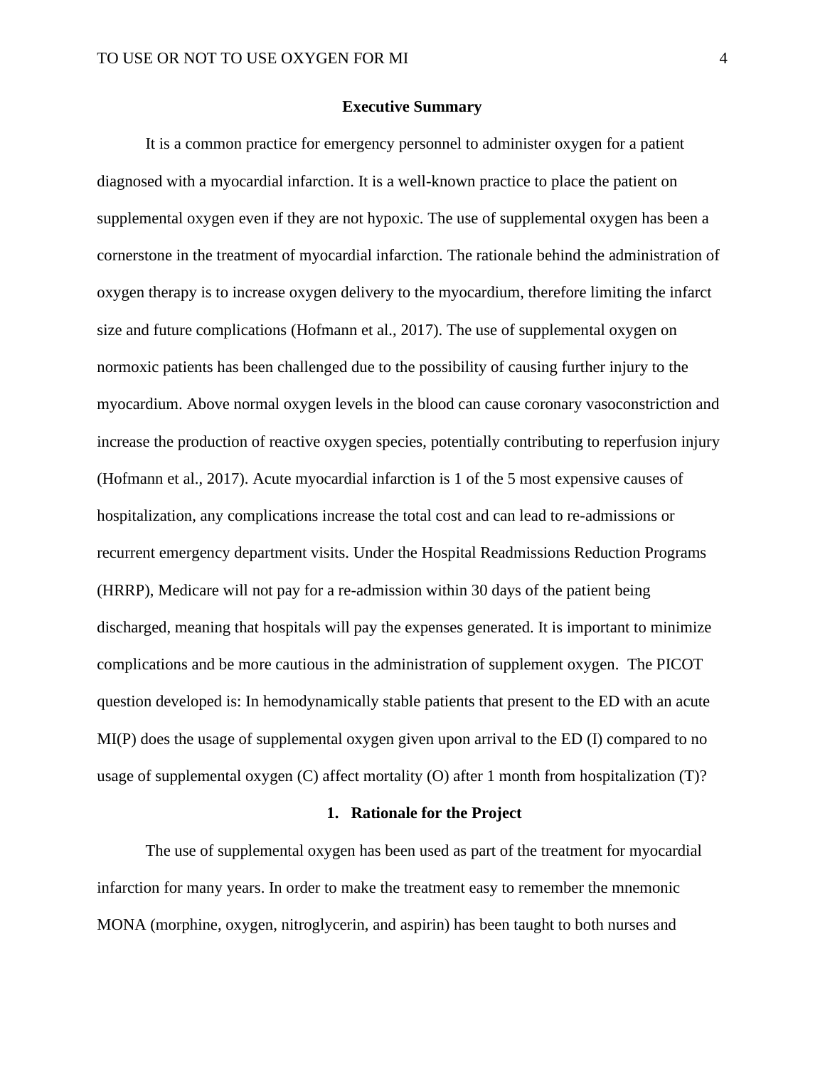## Executive Summary

It is a common practice for emergency personnel to administer oxygen for a patient diagnosed with a myocardial infarction. It is a well-known practice to place the patient on supplemental oxygen even if they are not hypoxic. The use of supplemental oxygen has been a cornerstone in the treatment of myocardial infarction. The rationale behind the administration of oxygen therapy is to increase oxygen delivery to the myocardium, therefore limiting the infarct size and future complications (Hofmann et al., 2017). The use of supplemental oxygen on normoxic patients has been challenged due to the possibility of causing further injury to the myocardium. Above normal oxygen levels in the blood can cause coronary vasoconstriction and increase the production of reactive oxygen species, potentially contributing to reperfusion injury (Hofmann et al., 2017). Acute myocardial infarction is 1 of the 5 most expensive causes of hospitalization, any complications increase the total cost and can lead to re-admissions or recurrent emergency department visits. Under the Hospital Readmissions Reduction Programs (HRRP), Medicare will not pay for a re-admission within 30 days of the patient being discharged, meaning that hospitals will pay the expenses generated. It is important to minimize complications and be more cautious in the administration of supplement oxygen. The PICOT question developed is: In hemodynamically stable patients that present to the ED with an acute MI(P) does the usage of supplemental oxygen given upon arrival to the ED (I) compared to no usage of supplemental oxygen (C) affect mortality (O) after 1 month from hospitalization (T)?

## 1. Rationale for the Project

The use of supplemental oxygen has been used as part of the treatment for myocardial infarction for many years. In order to make the treatment easy to remember the mnemonic MONA (morphine, oxygen, nitroglycerin, and aspirin) has been taught to both nurses and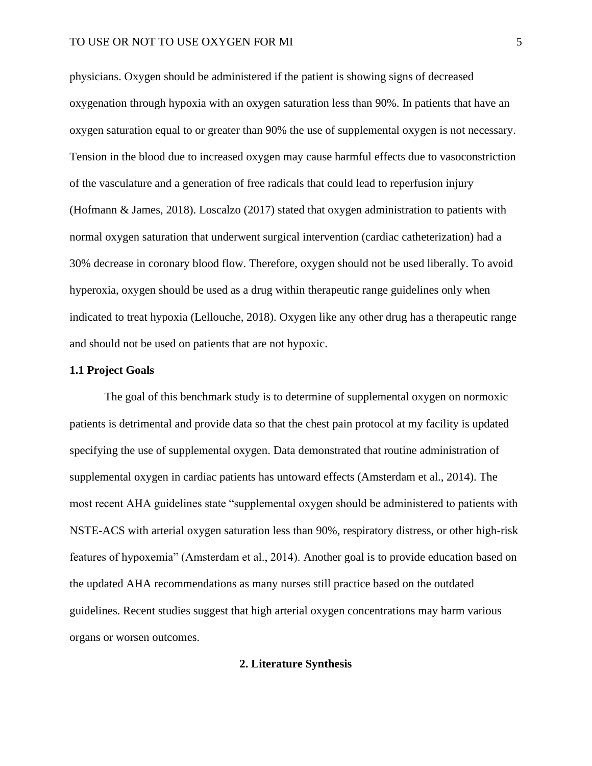physicians. Oxygen should be administered if the patient is showing signs of decreased oxygenation through hypoxia with an oxygen saturation less than 90%. In patients that have an oxygen saturation equal to or greater than 90% the use of supplemental oxygen is not necessary. Tension in the blood due to increased oxygen may cause harmful effects due to vasoconstriction of the vasculature and a generation of free radicals that could lead to reperfusion injury (Hofmann & James, 2018). Loscalzo (2017) stated that oxygen administration to patients with normal oxygen saturation that underwent surgical intervention (cardiac catheterization) had a 30% decrease in coronary blood flow. Therefore, oxygen should not be used liberally. To avoid hyperoxia, oxygen should be used as a drug within therapeutic range guidelines only when indicated to treat hypoxia (Lellouche, 2018). Oxygen like any other drug has a therapeutic range and should not be used on patients that are not hypoxic.

### 1.1 Project Goals

The goal of this benchmark study is to determine of supplemental oxygen on normoxic patients is detrimental and provide data so that the chest pain protocol at my facility is updated specifying the use of supplemental oxygen. Data demonstrated that routine administration of supplemental oxygen in cardiac patients has untoward effects (Amsterdam et al., 2014). The most recent AHA guidelines state "supplemental oxygen should be administered to patients with NSTE-ACS with arterial oxygen saturation less than 90%, respiratory distress, or other high-risk features of hypoxemia" (Amsterdam et al., 2014). Another goal is to provide education based on the updated AHA recommendations as many nurses still practice based on the outdated guidelines. Recent studies suggest that high arterial oxygen concentrations may harm various organs or worsen outcomes.

## 2. Literature Synthesis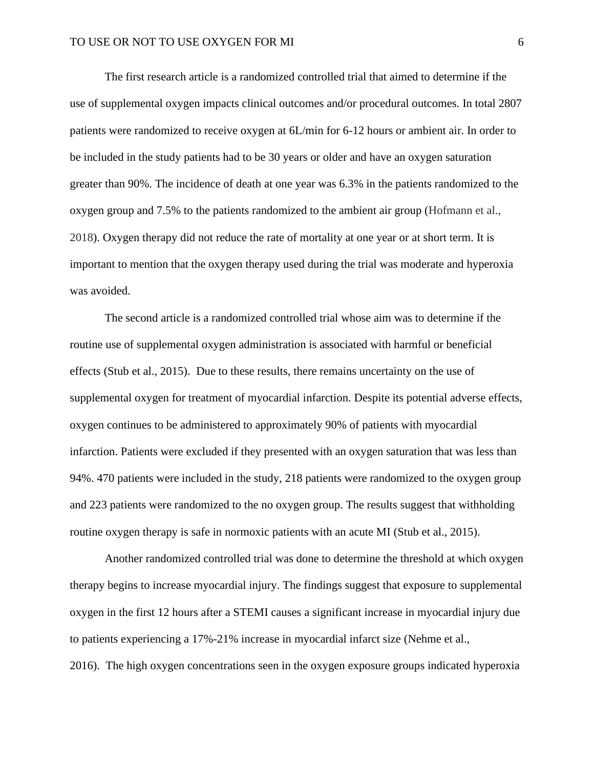The first research article is a randomized controlled trial that aimed to determine if the use of supplemental oxygen impacts clinical outcomes and/or procedural outcomes. In total 2807 patients were randomized to receive oxygen at 6L/min for 6-12 hours or ambient air. In order to be included in the study patients had to be 30 years or older and have an oxygen saturation greater than 90%. The incidence of death at one year was 6.3% in the patients randomized to the oxygen group and 7.5% to the patients randomized to the ambient air group (Hofmann et al., 2018). Oxygen therapy did not reduce the rate of mortality at one year or at short term. It is important to mention that the oxygen therapy used during the trial was moderate and hyperoxia was avoided.

The second article is a randomized controlled trial whose aim was to determine if the routine use of supplemental oxygen administration is associated with harmful or beneficial effects (Stub et al., 2015). Due to these results, there remains uncertainty on the use of supplemental oxygen for treatment of myocardial infarction. Despite its potential adverse effects, oxygen continues to be administered to approximately 90% of patients with myocardial infarction. Patients were excluded if they presented with an oxygen saturation that was less than 94%. 470 patients were included in the study, 218 patients were randomized to the oxygen group and 223 patients were randomized to the no oxygen group. The results suggest that withholding routine oxygen therapy is safe in normoxic patients with an acute MI (Stub et al., 2015).

Another randomized controlled trial was done to determine the threshold at which oxygen therapy begins to increase myocardial injury. The findings suggest that exposure to supplemental oxygen in the first 12 hours after a STEMI causes a significant increase in myocardial injury due to patients experiencing a 17%-21% increase in myocardial infarct size (Nehme et al., 2016). The high oxygen concentrations seen in the oxygen exposure groups indicated hyperoxia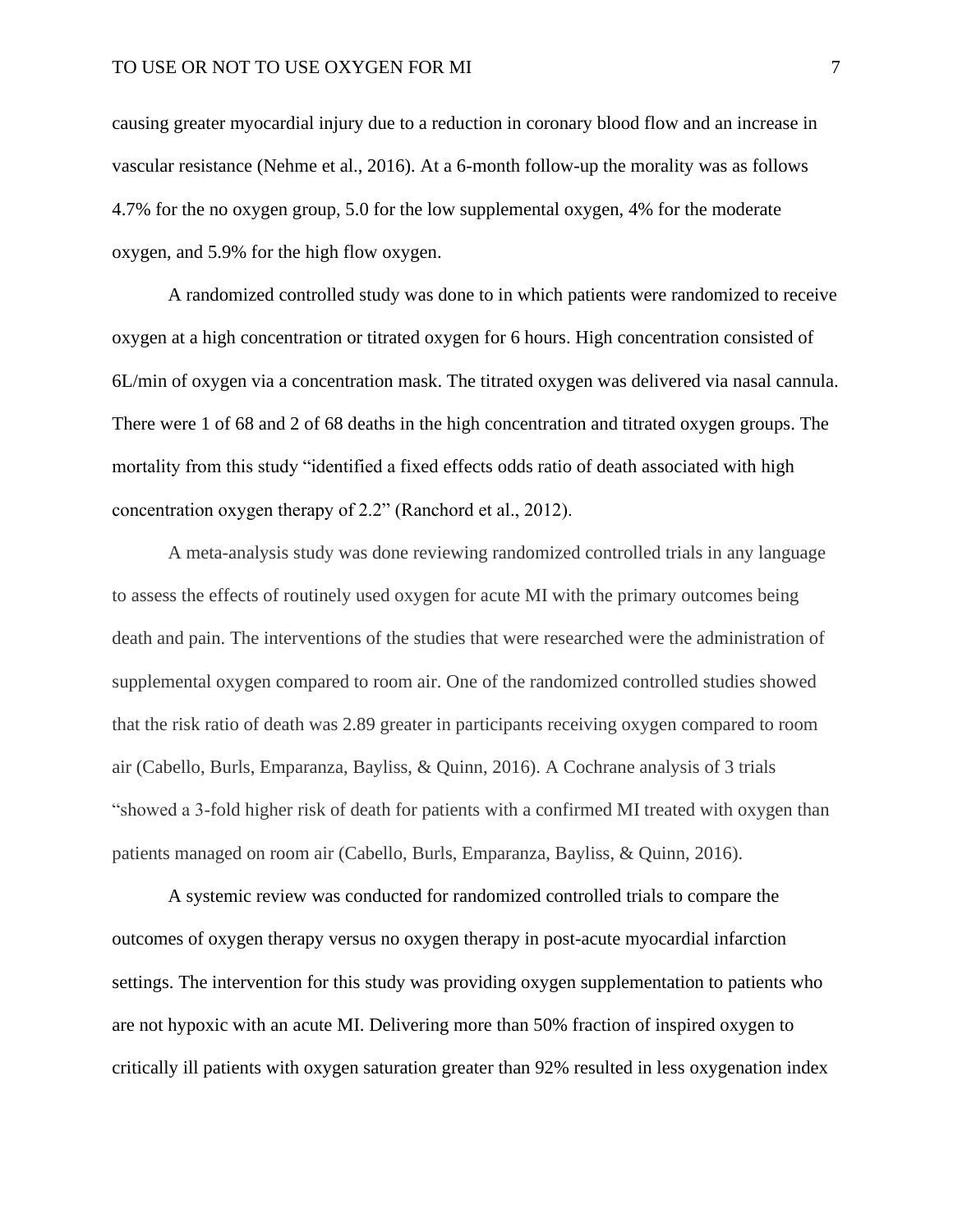causing greater myocardial injury due to a reduction in coronary blood flow and an increase in vascular resistance (Nehme et al., 2016). At a 6-month follow-up the morality was as follows 4.7% for the no oxygen group, 5.0 for the low supplemental oxygen, 4% for the moderate oxygen, and 5.9% for the high flow oxygen.

A randomized controlled study was done to in which patients were randomized to receive oxygen at a high concentration or titrated oxygen for 6 hours. High concentration consisted of 6L/min of oxygen via a concentration mask. The titrated oxygen was delivered via nasal cannula. There were 1 of 68 and 2 of 68 deaths in the high concentration and titrated oxygen groups. The mortality from this study "identified a fixed effects odds ratio of death associated with high concentration oxygen therapy of 2.2" (Ranchord et al., 2012).

A meta-analysis study was done reviewing randomized controlled trials in any language to assess the effects of routinely used oxygen for acute MI with the primary outcomes being death and pain. The interventions of the studies that were researched were the administration of supplemental oxygen compared to room air. One of the randomized controlled studies showed that the risk ratio of death was 2.89 greater in participants receiving oxygen compared to room air (Cabello, Burls, Emparanza, Bayliss, & Quinn, 2016). A Cochrane analysis of 3 trials "showed a 3-fold higher risk of death for patients with a confirmed MI treated with oxygen than patients managed on room air (Cabello, Burls, Emparanza, Bayliss, & Quinn, 2016).

A systemic review was conducted for randomized controlled trials to compare the outcomes of oxygen therapy versus no oxygen therapy in post-acute myocardial infarction settings. The intervention for this study was providing oxygen supplementation to patients who are not hypoxic with an acute MI. Delivering more than 50% fraction of inspired oxygen to critically ill patients with oxygen saturation greater than 92% resulted in less oxygenation index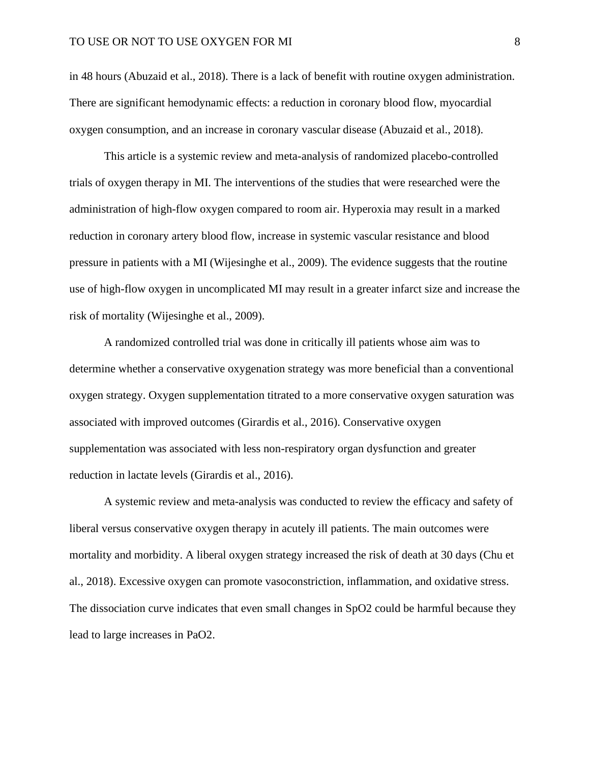in 48 hours (Abuzaid et al., 2018). There is a lack of benefit with routine oxygen administration. There are significant hemodynamic effects: a reduction in coronary blood flow, myocardial oxygen consumption, and an increase in coronary vascular disease (Abuzaid et al., 2018).

This article is a systemic review and meta-analysis of randomized placebo-controlled trials of oxygen therapy in MI. The interventions of the studies that were researched were the administration of high-flow oxygen compared to room air. Hyperoxia may result in a marked reduction in coronary artery blood flow, increase in systemic vascular resistance and blood pressure in patients with a MI (Wijesinghe et al., 2009). The evidence suggests that the routine use of high-flow oxygen in uncomplicated MI may result in a greater infarct size and increase the risk of mortality (Wijesinghe et al., 2009).

A randomized controlled trial was done in critically ill patients whose aim was to determine whether a conservative oxygenation strategy was more beneficial than a conventional oxygen strategy. Oxygen supplementation titrated to a more conservative oxygen saturation was associated with improved outcomes (Girardis et al., 2016). Conservative oxygen supplementation was associated with less non-respiratory organ dysfunction and greater reduction in lactate levels (Girardis et al., 2016).

A systemic review and meta-analysis was conducted to review the efficacy and safety of liberal versus conservative oxygen therapy in acutely ill patients. The main outcomes were mortality and morbidity. A liberal oxygen strategy increased the risk of death at 30 days (Chu et al., 2018). Excessive oxygen can promote vasoconstriction, inflammation, and oxidative stress. The dissociation curve indicates that even small changes in $SpO_2$ could be harmful because they lead to large increases in $PaO_2$.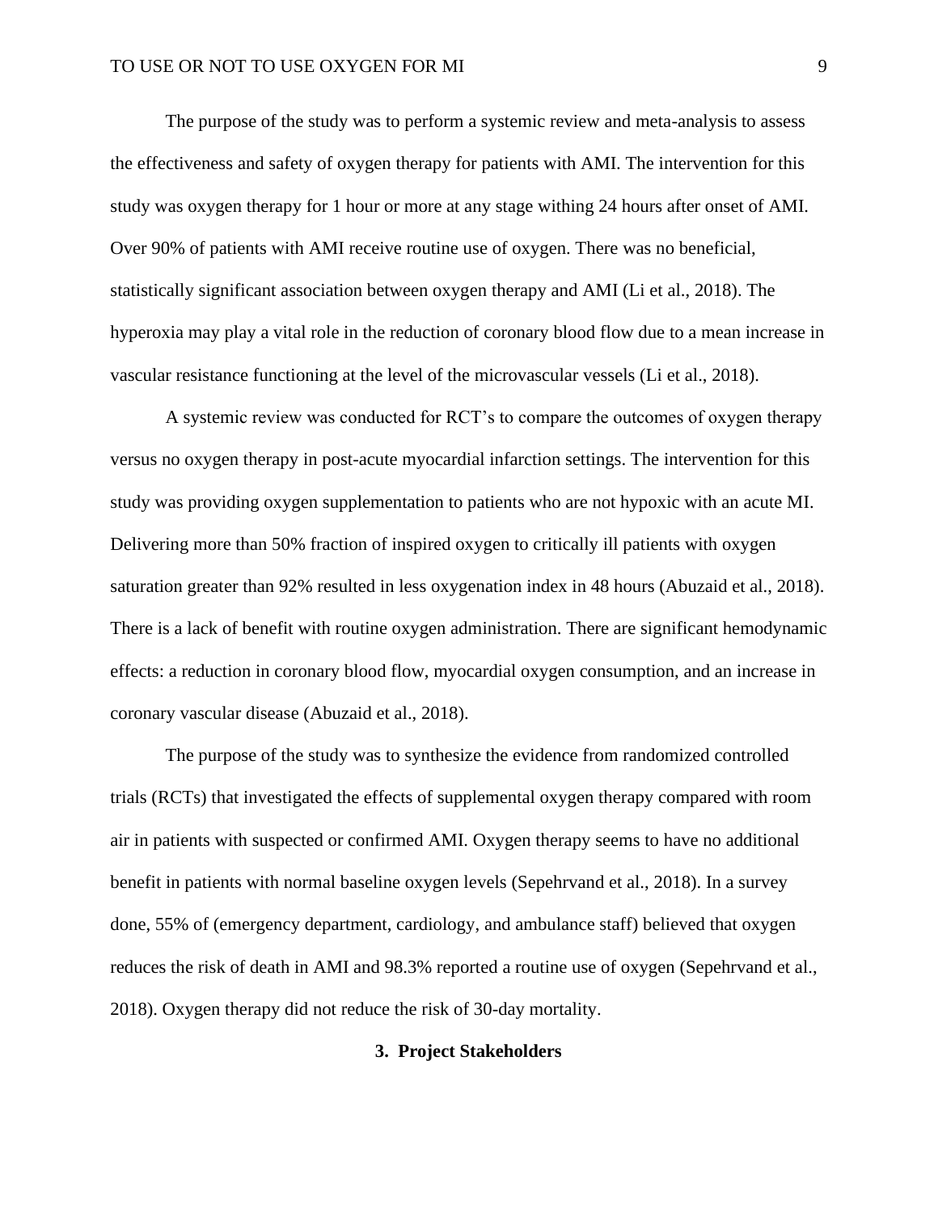The purpose of the study was to perform a systemic review and meta-analysis to assess the effectiveness and safety of oxygen therapy for patients with AMI. The intervention for this study was oxygen therapy for 1 hour or more at any stage withing 24 hours after onset of AMI. Over 90% of patients with AMI receive routine use of oxygen. There was no beneficial, statistically significant association between oxygen therapy and AMI (Li et al., 2018). The hyperoxia may play a vital role in the reduction of coronary blood flow due to a mean increase in vascular resistance functioning at the level of the microvascular vessels (Li et al., 2018).

A systemic review was conducted for RCT's to compare the outcomes of oxygen therapy versus no oxygen therapy in post-acute myocardial infarction settings. The intervention for this study was providing oxygen supplementation to patients who are not hypoxic with an acute MI. Delivering more than 50% fraction of inspired oxygen to critically ill patients with oxygen saturation greater than 92% resulted in less oxygenation index in 48 hours (Abuzaid et al., 2018). There is a lack of benefit with routine oxygen administration. There are significant hemodynamic effects: a reduction in coronary blood flow, myocardial oxygen consumption, and an increase in coronary vascular disease (Abuzaid et al., 2018).

The purpose of the study was to synthesize the evidence from randomized controlled trials (RCTs) that investigated the effects of supplemental oxygen therapy compared with room air in patients with suspected or confirmed AMI. Oxygen therapy seems to have no additional benefit in patients with normal baseline oxygen levels (Sepehrvand et al., 2018). In a survey done, 55% of (emergency department, cardiology, and ambulance staff) believed that oxygen reduces the risk of death in AMI and 98.3% reported a routine use of oxygen (Sepehrvand et al., 2018). Oxygen therapy did not reduce the risk of 30-day mortality.

## 3. Project Stakeholders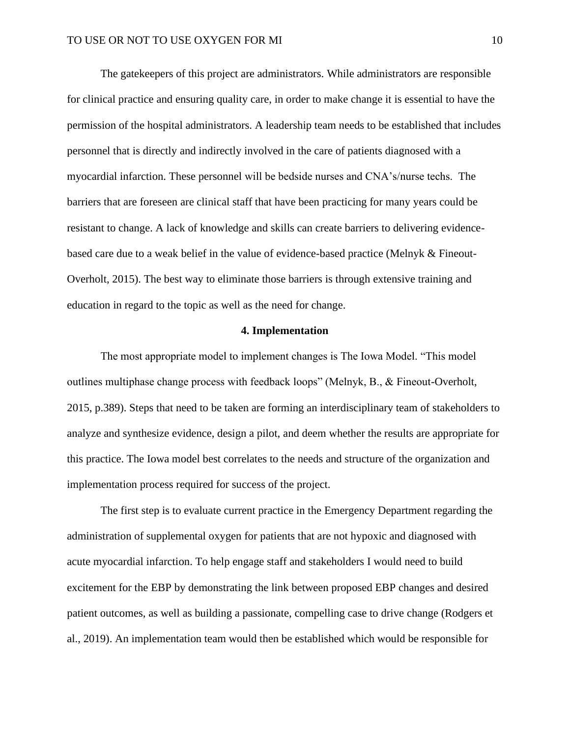The gatekeepers of this project are administrators. While administrators are responsible for clinical practice and ensuring quality care, in order to make change it is essential to have the permission of the hospital administrators. A leadership team needs to be established that includes personnel that is directly and indirectly involved in the care of patients diagnosed with a myocardial infarction. These personnel will be bedside nurses and CNA's/nurse techs. The barriers that are foreseen are clinical staff that have been practicing for many years could be resistant to change. A lack of knowledge and skills can create barriers to delivering evidence-based care due to a weak belief in the value of evidence-based practice (Melnyk & Fineout-Overholt, 2015). The best way to eliminate those barriers is through extensive training and education in regard to the topic as well as the need for change.

## 4. Implementation

The most appropriate model to implement changes is The Iowa Model. "This model outlines multiphase change process with feedback loops" (Melnyk, B., & Fineout-Overholt, 2015, p.389). Steps that need to be taken are forming an interdisciplinary team of stakeholders to analyze and synthesize evidence, design a pilot, and deem whether the results are appropriate for this practice. The Iowa model best correlates to the needs and structure of the organization and implementation process required for success of the project.

The first step is to evaluate current practice in the Emergency Department regarding the administration of supplemental oxygen for patients that are not hypoxic and diagnosed with acute myocardial infarction. To help engage staff and stakeholders I would need to build excitement for the EBP by demonstrating the link between proposed EBP changes and desired patient outcomes, as well as building a passionate, compelling case to drive change (Rodgers et al., 2019). An implementation team would then be established which would be responsible for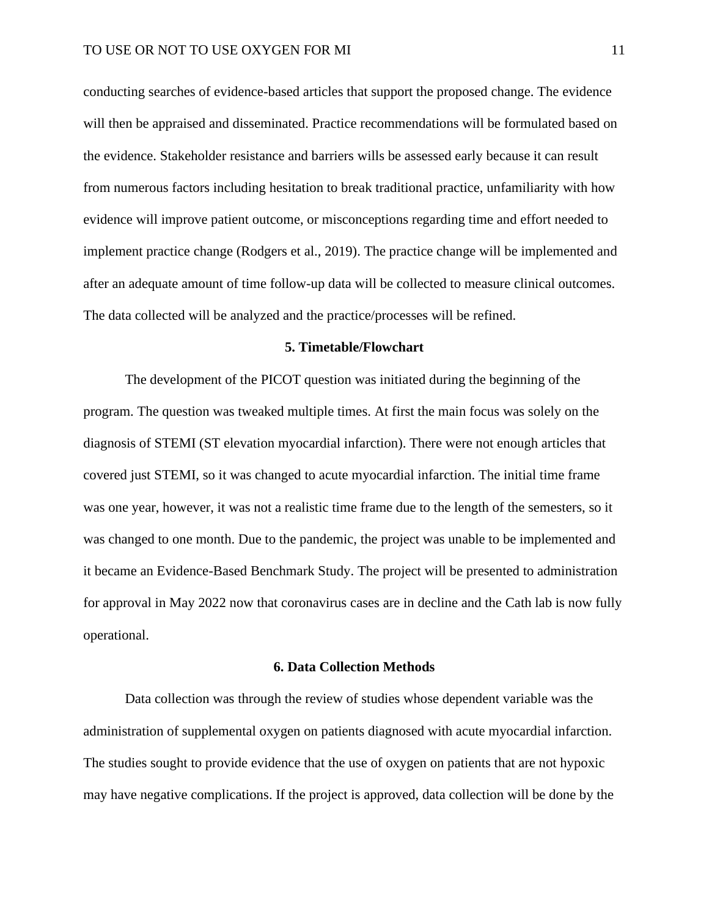conducting searches of evidence-based articles that support the proposed change. The evidence will then be appraised and disseminated. Practice recommendations will be formulated based on the evidence. Stakeholder resistance and barriers wills be assessed early because it can result from numerous factors including hesitation to break traditional practice, unfamiliarity with how evidence will improve patient outcome, or misconceptions regarding time and effort needed to implement practice change (Rodgers et al., 2019). The practice change will be implemented and after an adequate amount of time follow-up data will be collected to measure clinical outcomes. The data collected will be analyzed and the practice/processes will be refined.

## 5. Timetable/Flowchart

The development of the PICOT question was initiated during the beginning of the program. The question was tweaked multiple times. At first the main focus was solely on the diagnosis of STEMI (ST elevation myocardial infarction). There were not enough articles that covered just STEMI, so it was changed to acute myocardial infarction. The initial time frame was one year, however, it was not a realistic time frame due to the length of the semesters, so it was changed to one month. Due to the pandemic, the project was unable to be implemented and it became an Evidence-Based Benchmark Study. The project will be presented to administration for approval in May 2022 now that coronavirus cases are in decline and the Cath lab is now fully operational.

## 6. Data Collection Methods

Data collection was through the review of studies whose dependent variable was the administration of supplemental oxygen on patients diagnosed with acute myocardial infarction. The studies sought to provide evidence that the use of oxygen on patients that are not hypoxic may have negative complications. If the project is approved, data collection will be done by the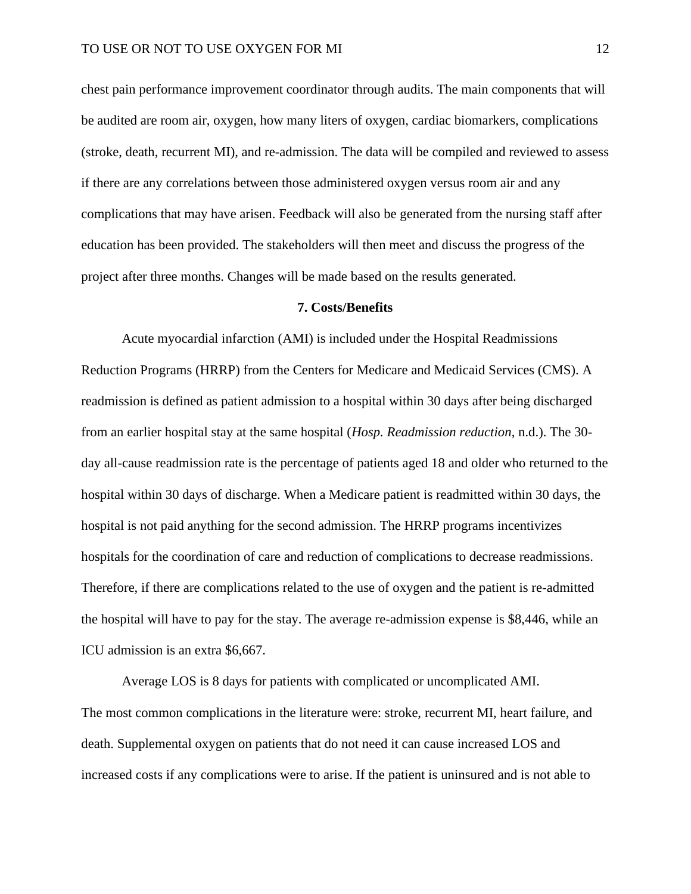chest pain performance improvement coordinator through audits. The main components that will be audited are room air, oxygen, how many liters of oxygen, cardiac biomarkers, complications (stroke, death, recurrent MI), and re-admission. The data will be compiled and reviewed to assess if there are any correlations between those administered oxygen versus room air and any complications that may have arisen. Feedback will also be generated from the nursing staff after education has been provided. The stakeholders will then meet and discuss the progress of the project after three months. Changes will be made based on the results generated.

## 7. Costs/Benefits

Acute myocardial infarction (AMI) is included under the Hospital Readmissions Reduction Programs (HRRP) from the Centers for Medicare and Medicaid Services (CMS). A readmission is defined as patient admission to a hospital within 30 days after being discharged from an earlier hospital stay at the same hospital (*Hosp. Readmission reduction*, n.d.). The 30-day all-cause readmission rate is the percentage of patients aged 18 and older who returned to the hospital within 30 days of discharge. When a Medicare patient is readmitted within 30 days, the hospital is not paid anything for the second admission. The HRRP programs incentivizes hospitals for the coordination of care and reduction of complications to decrease readmissions. Therefore, if there are complications related to the use of oxygen and the patient is re-admitted the hospital will have to pay for the stay. The average re-admission expense is $8,446, while an ICU admission is an extra $6,667.

Average LOS is 8 days for patients with complicated or uncomplicated AMI.
The most common complications in the literature were: stroke, recurrent MI, heart failure, and death. Supplemental oxygen on patients that do not need it can cause increased LOS and increased costs if any complications were to arise. If the patient is uninsured and is not able to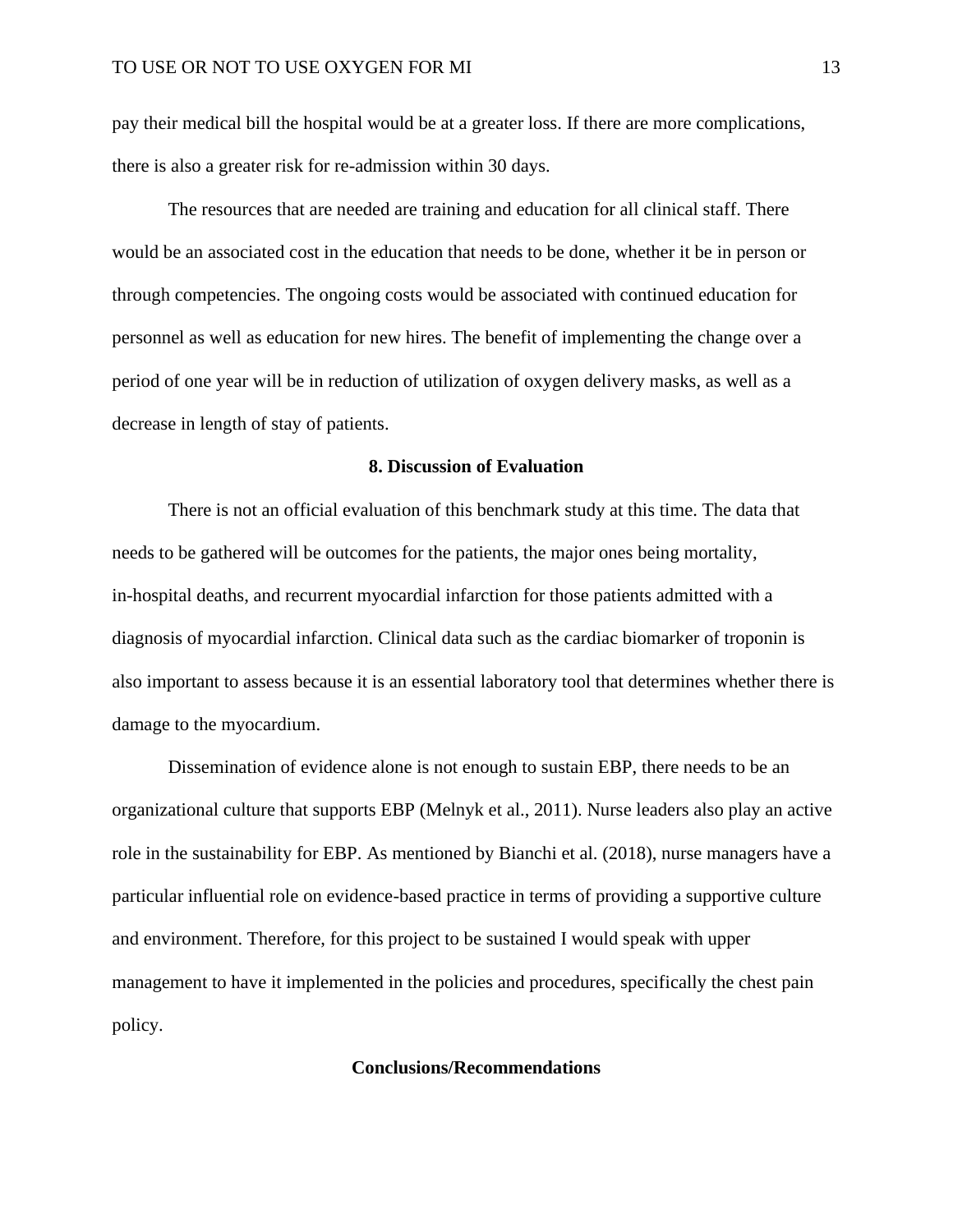pay their medical bill the hospital would be at a greater loss. If there are more complications, there is also a greater risk for re-admission within 30 days.

The resources that are needed are training and education for all clinical staff. There would be an associated cost in the education that needs to be done, whether it be in person or through competencies. The ongoing costs would be associated with continued education for personnel as well as education for new hires. The benefit of implementing the change over a period of one year will be in reduction of utilization of oxygen delivery masks, as well as a decrease in length of stay of patients.

## 8. Discussion of Evaluation

There is not an official evaluation of this benchmark study at this time. The data that needs to be gathered will be outcomes for the patients, the major ones being mortality, in-hospital deaths, and recurrent myocardial infarction for those patients admitted with a diagnosis of myocardial infarction. Clinical data such as the cardiac biomarker of troponin is also important to assess because it is an essential laboratory tool that determines whether there is damage to the myocardium.

Dissemination of evidence alone is not enough to sustain EBP, there needs to be an organizational culture that supports EBP (Melnyk et al., 2011). Nurse leaders also play an active role in the sustainability for EBP. As mentioned by Bianchi et al. (2018), nurse managers have a particular influential role on evidence-based practice in terms of providing a supportive culture and environment. Therefore, for this project to be sustained I would speak with upper management to have it implemented in the policies and procedures, specifically the chest pain policy.

## Conclusions/Recommendations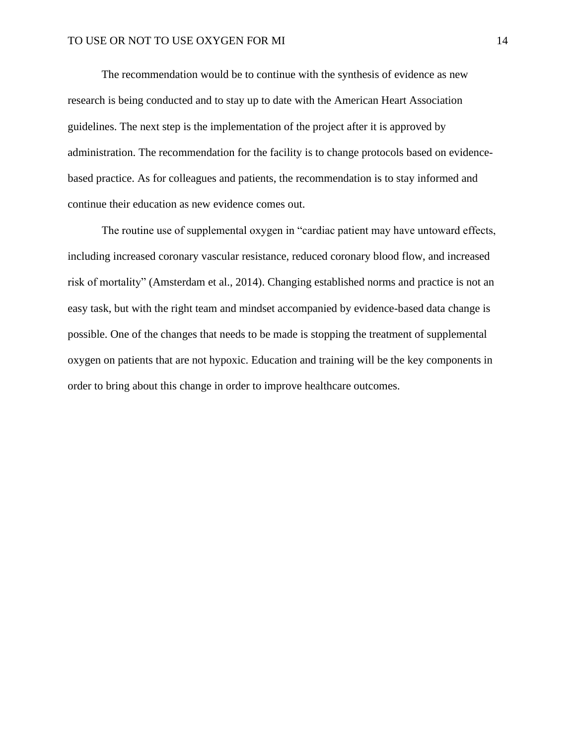The recommendation would be to continue with the synthesis of evidence as new research is being conducted and to stay up to date with the American Heart Association guidelines. The next step is the implementation of the project after it is approved by administration. The recommendation for the facility is to change protocols based on evidence-based practice. As for colleagues and patients, the recommendation is to stay informed and continue their education as new evidence comes out.

The routine use of supplemental oxygen in "cardiac patient may have untoward effects, including increased coronary vascular resistance, reduced coronary blood flow, and increased risk of mortality" (Amsterdam et al., 2014). Changing established norms and practice is not an easy task, but with the right team and mindset accompanied by evidence-based data change is possible. One of the changes that needs to be made is stopping the treatment of supplemental oxygen on patients that are not hypoxic. Education and training will be the key components in order to bring about this change in order to improve healthcare outcomes.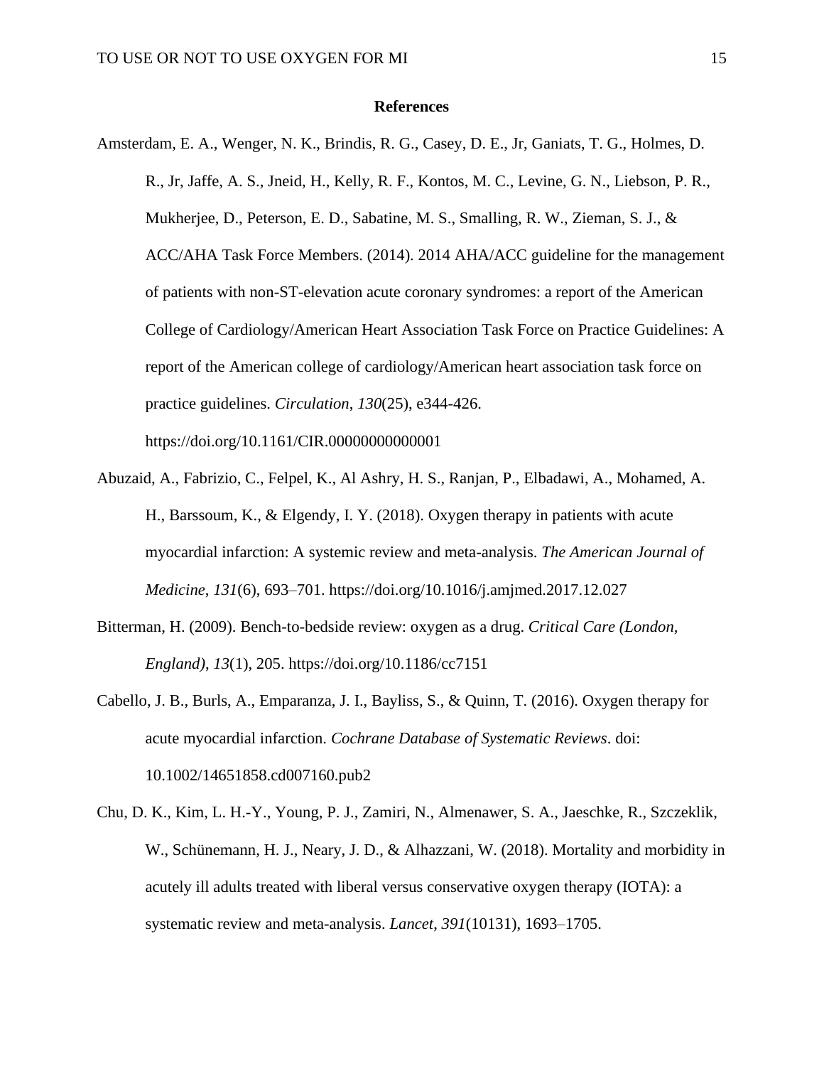## References

Amsterdam, E. A., Wenger, N. K., Brindis, R. G., Casey, D. E., Jr, Ganiats, T. G., Holmes, D. R., Jr, Jaffe, A. S., Jneid, H., Kelly, R. F., Kontos, M. C., Levine, G. N., Liebson, P. R., Mukherjee, D., Peterson, E. D., Sabatine, M. S., Smalling, R. W., Zieman, S. J., & ACC/AHA Task Force Members. (2014). 2014 AHA/ACC guideline for the management of patients with non-ST-elevation acute coronary syndromes: a report of the American College of Cardiology/American Heart Association Task Force on Practice Guidelines: A report of the American college of cardiology/American heart association task force on practice guidelines. *Circulation*, *130*(25), e344-426. https://doi.org/10.1161/CIR.0000000000000001

Abuzaid, A., Fabrizio, C., Felpel, K., Al Ashry, H. S., Ranjan, P., Elbadawi, A., Mohamed, A. H., Barssoum, K., & Elgendy, I. Y. (2018). Oxygen therapy in patients with acute myocardial infarction: A systemic review and meta-analysis. *The American Journal of Medicine*, *131*(6), 693–701. https://doi.org/10.1016/j.amjmed.2017.12.027

Bitterman, H. (2009). Bench-to-bedside review: oxygen as a drug. *Critical Care (London, England)*, *13*(1), 205. https://doi.org/10.1186/cc7151

Cabello, J. B., Burls, A., Emparanza, J. I., Bayliss, S., & Quinn, T. (2016). Oxygen therapy for acute myocardial infarction. *Cochrane Database of Systematic Reviews*. doi: 10.1002/14651858.cd007160.pub2

Chu, D. K., Kim, L. H.-Y., Young, P. J., Zamiri, N., Almenawer, S. A., Jaeschke, R., Szczeklik, W., Schünemann, H. J., Neary, J. D., & Alhazzani, W. (2018). Mortality and morbidity in acutely ill adults treated with liberal versus conservative oxygen therapy (IOTA): a systematic review and meta-analysis. *Lancet*, *391*(10131), 1693–1705.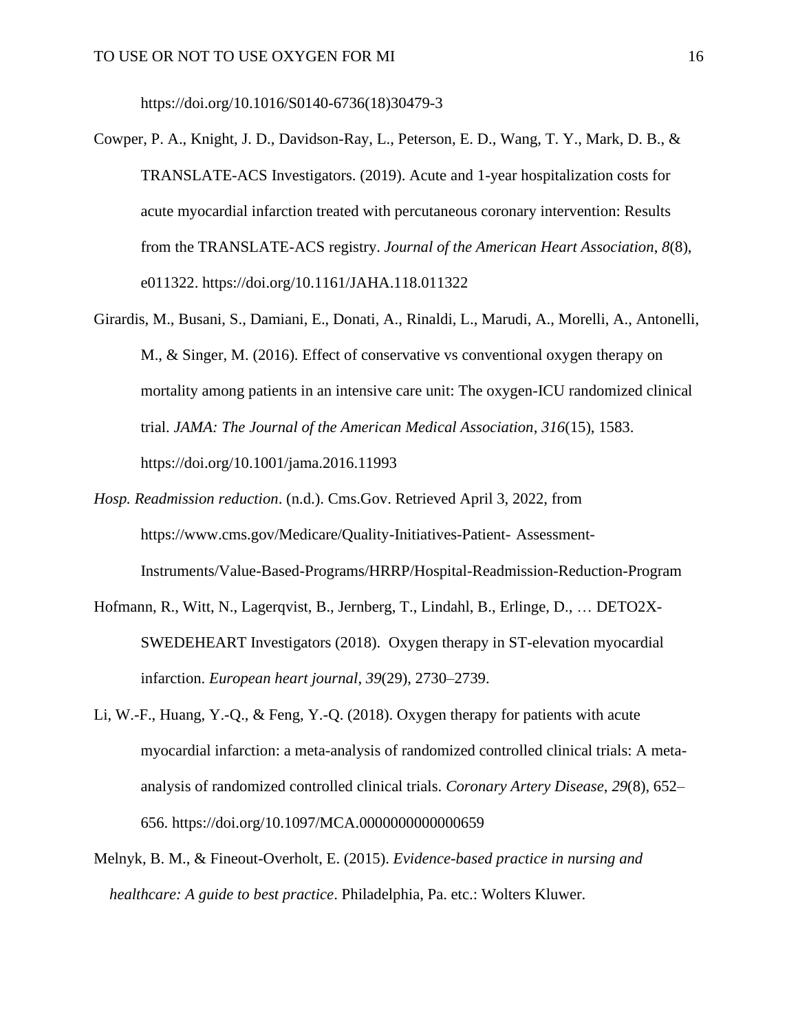https://doi.org/10.1016/S0140-6736(18)30479-3

Cowper, P. A., Knight, J. D., Davidson-Ray, L., Peterson, E. D., Wang, T. Y., Mark, D. B., & TRANSLATE-ACS Investigators. (2019). Acute and 1-year hospitalization costs for acute myocardial infarction treated with percutaneous coronary intervention: Results from the TRANSLATE-ACS registry. *Journal of the American Heart Association*, *8*(8), e011322. https://doi.org/10.1161/JAHA.118.011322

Girardis, M., Busani, S., Damiani, E., Donati, A., Rinaldi, L., Marudi, A., Morelli, A., Antonelli, M., & Singer, M. (2016). Effect of conservative vs conventional oxygen therapy on mortality among patients in an intensive care unit: The oxygen-ICU randomized clinical trial. *JAMA: The Journal of the American Medical Association*, *316*(15), 1583. https://doi.org/10.1001/jama.2016.11993

*Hosp. Readmission reduction*. (n.d.). Cms.Gov. Retrieved April 3, 2022, from https://www.cms.gov/Medicare/Quality-Initiatives-Patient- Assessment-Instruments/Value-Based-Programs/HRRP/Hospital-Readmission-Reduction-Program

Hofmann, R., Witt, N., Lagerqvist, B., Jernberg, T., Lindahl, B., Erlinge, D., … DETO2X-SWEDEHEART Investigators (2018). Oxygen therapy in ST-elevation myocardial infarction. *European heart journal*, *39*(29), 2730–2739.

Li, W.-F., Huang, Y.-Q., & Feng, Y.-Q. (2018). Oxygen therapy for patients with acute myocardial infarction: a meta-analysis of randomized controlled clinical trials: A meta-analysis of randomized controlled clinical trials. *Coronary Artery Disease*, *29*(8), 652–656. https://doi.org/10.1097/MCA.0000000000000659

Melnyk, B. M., & Fineout-Overholt, E. (2015). *Evidence-based practice in nursing and healthcare: A guide to best practice*. Philadelphia, Pa. etc.: Wolters Kluwer.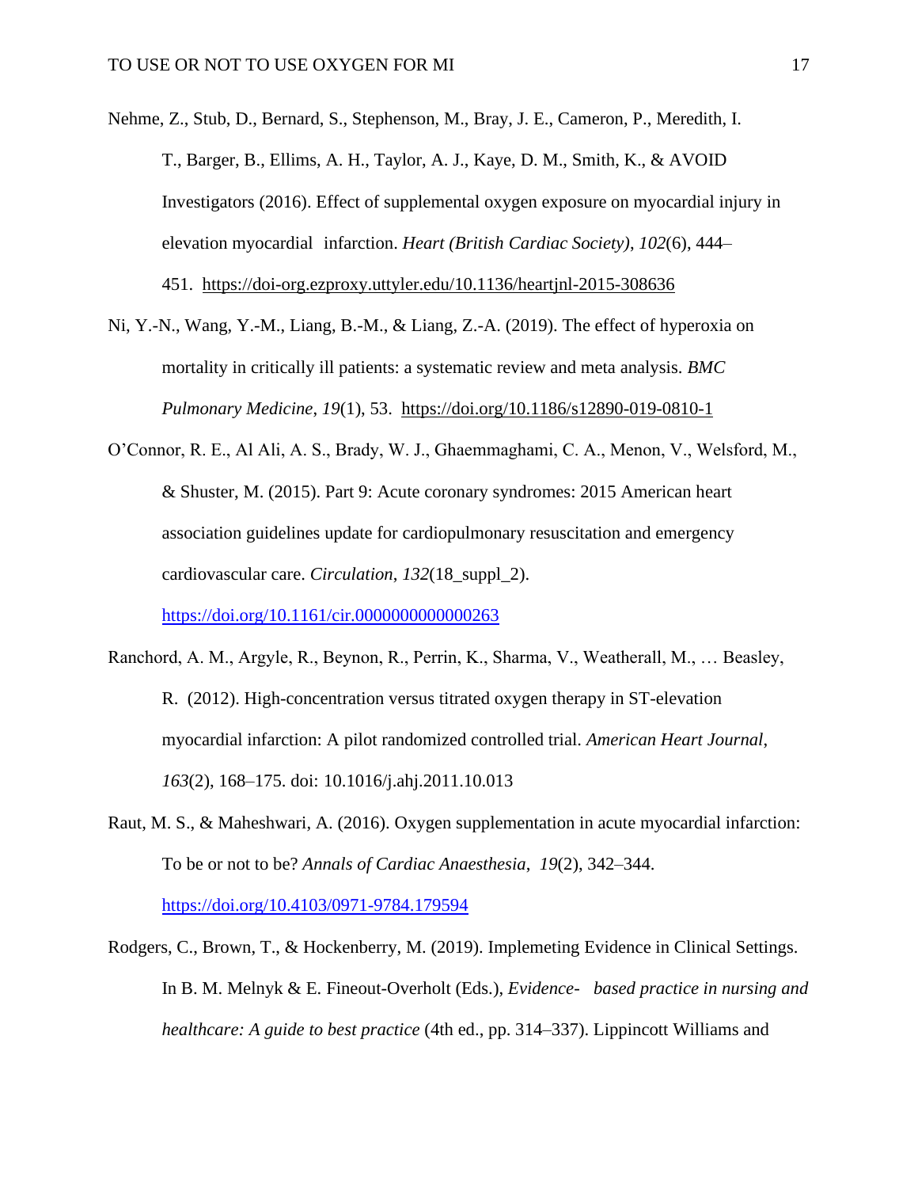Nehme, Z., Stub, D., Bernard, S., Stephenson, M., Bray, J. E., Cameron, P., Meredith, I. T., Barger, B., Ellims, A. H., Taylor, A. J., Kaye, D. M., Smith, K., & AVOID Investigators (2016). Effect of supplemental oxygen exposure on myocardial injury in elevation myocardial infarction. *Heart (British Cardiac Society)*, *102*(6), 444–451. https://doi-org.ezproxy.uttyler.edu/10.1136/heartjnl-2015-308636

Ni, Y.-N., Wang, Y.-M., Liang, B.-M., & Liang, Z.-A. (2019). The effect of hyperoxia on mortality in critically ill patients: a systematic review and meta analysis. *BMC Pulmonary Medicine*, *19*(1), 53. https://doi.org/10.1186/s12890-019-0810-1

O'Connor, R. E., Al Ali, A. S., Brady, W. J., Ghaemmaghami, C. A., Menon, V., Welsford, M., & Shuster, M. (2015). Part 9: Acute coronary syndromes: 2015 American heart association guidelines update for cardiopulmonary resuscitation and emergency cardiovascular care. *Circulation*, *132*(18_suppl_2). https://doi.org/10.1161/cir.0000000000000263

Ranchord, A. M., Argyle, R., Beynon, R., Perrin, K., Sharma, V., Weatherall, M., … Beasley, R. (2012). High-concentration versus titrated oxygen therapy in ST-elevation myocardial infarction: A pilot randomized controlled trial. *American Heart Journal*, *163*(2), 168–175. doi: 10.1016/j.ahj.2011.10.013

Raut, M. S., & Maheshwari, A. (2016). Oxygen supplementation in acute myocardial infarction: To be or not to be? *Annals of Cardiac Anaesthesia*, *19*(2), 342–344. https://doi.org/10.4103/0971-9784.179594

Rodgers, C., Brown, T., & Hockenberry, M. (2019). Implemeting Evidence in Clinical Settings. In B. M. Melnyk & E. Fineout-Overholt (Eds.), *Evidence- based practice in nursing and healthcare: A guide to best practice* (4th ed., pp. 314–337). Lippincott Williams and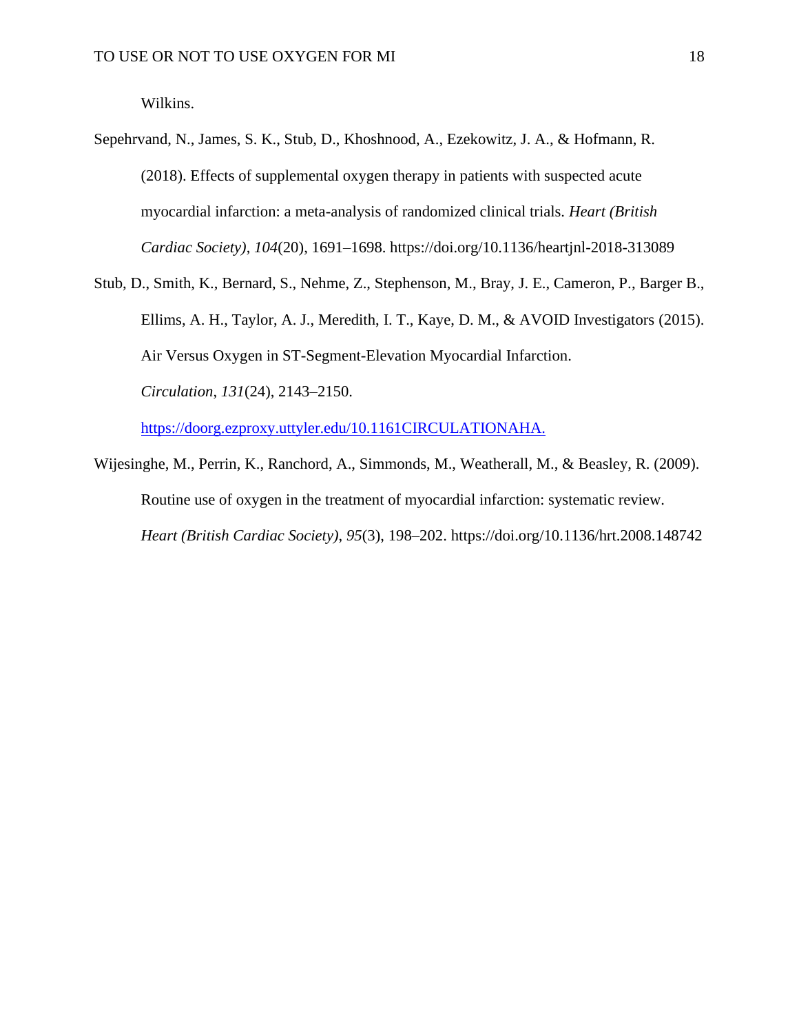Wilkins.

Sepehrvand, N., James, S. K., Stub, D., Khoshnood, A., Ezekowitz, J. A., & Hofmann, R. (2018). Effects of supplemental oxygen therapy in patients with suspected acute myocardial infarction: a meta-analysis of randomized clinical trials. *Heart (British Cardiac Society)*, *104*(20), 1691–1698. https://doi.org/10.1136/heartjnl-2018-313089

Stub, D., Smith, K., Bernard, S., Nehme, Z., Stephenson, M., Bray, J. E., Cameron, P., Barger B., Ellims, A. H., Taylor, A. J., Meredith, I. T., Kaye, D. M., & AVOID Investigators (2015). Air Versus Oxygen in ST-Segment-Elevation Myocardial Infarction. *Circulation*, *131*(24), 2143–2150. https://doorg.ezproxy.uttyler.edu/10.1161CIRCULATIONAHA.

Wijesinghe, M., Perrin, K., Ranchord, A., Simmonds, M., Weatherall, M., & Beasley, R. (2009). Routine use of oxygen in the treatment of myocardial infarction: systematic review. *Heart (British Cardiac Society)*, *95*(3), 198–202. https://doi.org/10.1136/hrt.2008.148742